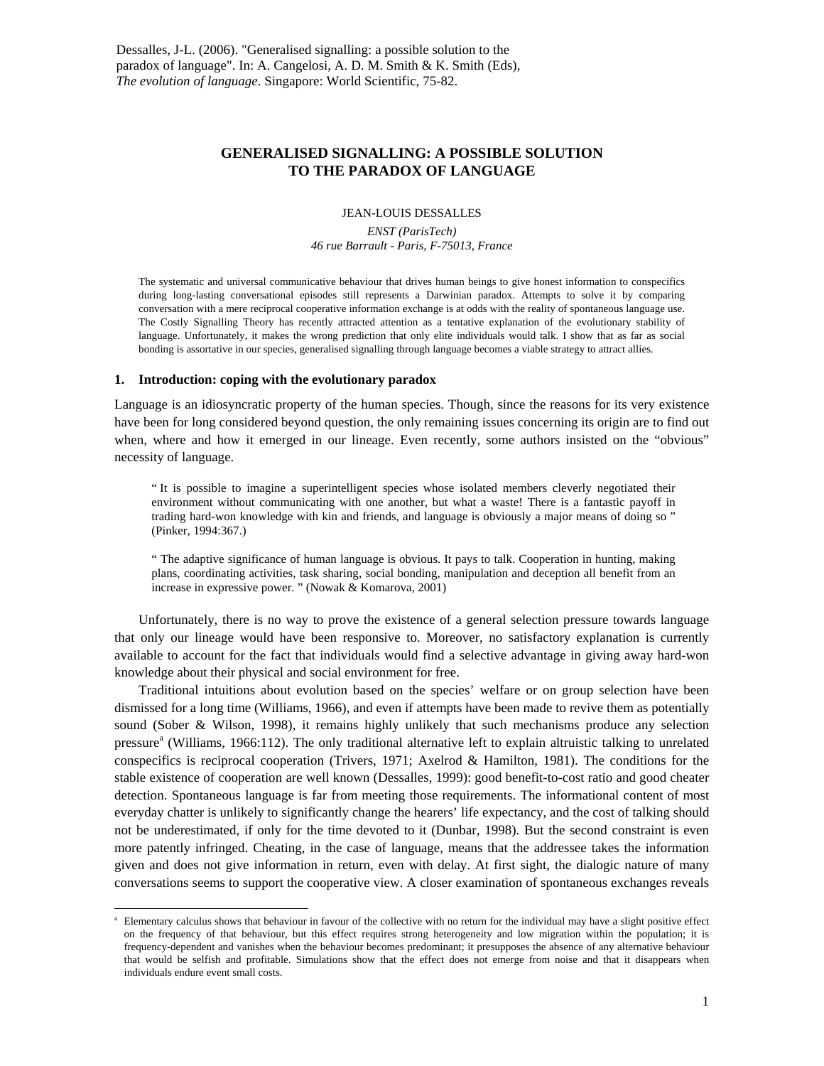Dessalles, J-L. (2006). "Generalised signalling: a possible solution to the paradox of language". In: A. Cangelosi, A. D. M. Smith & K. Smith (Eds), *The evolution of language*. Singapore: World Scientific, 75-82.

# GENERALISED SIGNALLING: A POSSIBLE SOLUTION TO THE PARADOX OF LANGUAGE

JEAN-LOUIS DESSALLES

*ENST (ParisTech)*
*46 rue Barrault - Paris, F-75013, France*

The systematic and universal communicative behaviour that drives human beings to give honest information to conspecifics during long-lasting conversational episodes still represents a Darwinian paradox. Attempts to solve it by comparing conversation with a mere reciprocal cooperative information exchange is at odds with the reality of spontaneous language use. The Costly Signalling Theory has recently attracted attention as a tentative explanation of the evolutionary stability of language. Unfortunately, it makes the wrong prediction that only elite individuals would talk. I show that as far as social bonding is assortative in our species, generalised signalling through language becomes a viable strategy to attract allies.

## 1. Introduction: coping with the evolutionary paradox

Language is an idiosyncratic property of the human species. Though, since the reasons for its very existence have been for long considered beyond question, the only remaining issues concerning its origin are to find out when, where and how it emerged in our lineage. Even recently, some authors insisted on the "obvious" necessity of language.

> " It is possible to imagine a superintelligent species whose isolated members cleverly negotiated their environment without communicating with one another, but what a waste! There is a fantastic payoff in trading hard-won knowledge with kin and friends, and language is obviously a major means of doing so " (Pinker, 1994:367.)

> " The adaptive significance of human language is obvious. It pays to talk. Cooperation in hunting, making plans, coordinating activities, task sharing, social bonding, manipulation and deception all benefit from an increase in expressive power. " (Nowak & Komarova, 2001)

Unfortunately, there is no way to prove the existence of a general selection pressure towards language that only our lineage would have been responsive to. Moreover, no satisfactory explanation is currently available to account for the fact that individuals would find a selective advantage in giving away hard-won knowledge about their physical and social environment for free.

Traditional intuitions about evolution based on the species' welfare or on group selection have been dismissed for a long time (Williams, 1966), and even if attempts have been made to revive them as potentially sound (Sober & Wilson, 1998), it remains highly unlikely that such mechanisms produce any selection pressure[a] (Williams, 1966:112). The only traditional alternative left to explain altruistic talking to unrelated conspecifics is reciprocal cooperation (Trivers, 1971; Axelrod & Hamilton, 1981). The conditions for the stable existence of cooperation are well known (Dessalles, 1999): good benefit-to-cost ratio and good cheater detection. Spontaneous language is far from meeting those requirements. The informational content of most everyday chatter is unlikely to significantly change the hearers' life expectancy, and the cost of talking should not be underestimated, if only for the time devoted to it (Dunbar, 1998). But the second constraint is even more patently infringed. Cheating, in the case of language, means that the addressee takes the information given and does not give information in return, even with delay. At first sight, the dialogic nature of many conversations seems to support the cooperative view. A closer examination of spontaneous exchanges reveals

[a] Elementary calculus shows that behaviour in favour of the collective with no return for the individual may have a slight positive effect on the frequency of that behaviour, but this effect requires strong heterogeneity and low migration within the population; it is frequency-dependent and vanishes when the behaviour becomes predominant; it presupposes the absence of any alternative behaviour that would be selfish and profitable. Simulations show that the effect does not emerge from noise and that it disappears when individuals endure event small costs.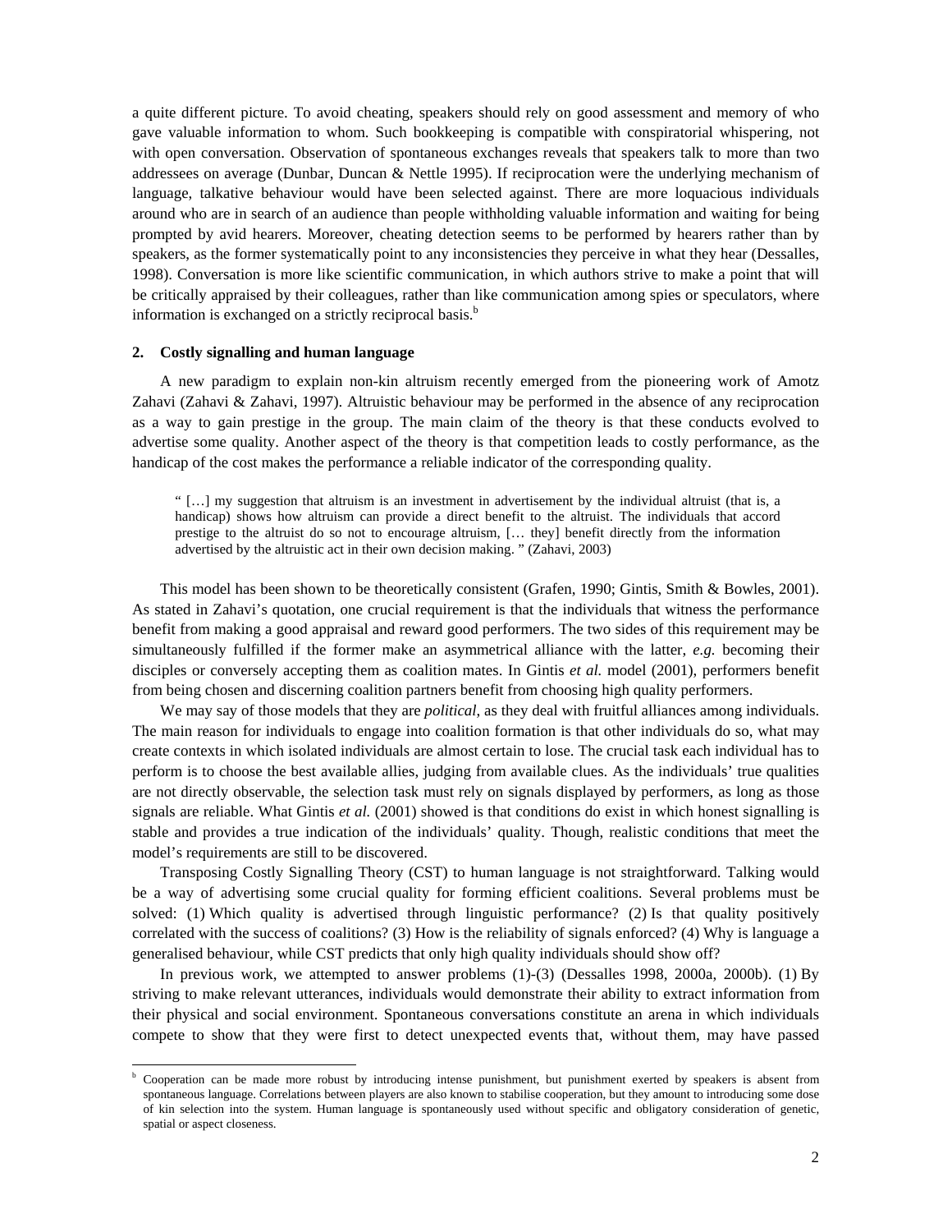a quite different picture. To avoid cheating, speakers should rely on good assessment and memory of who gave valuable information to whom. Such bookkeeping is compatible with conspiratorial whispering, not with open conversation. Observation of spontaneous exchanges reveals that speakers talk to more than two addressees on average (Dunbar, Duncan & Nettle 1995). If reciprocation were the underlying mechanism of language, talkative behaviour would have been selected against. There are more loquacious individuals around who are in search of an audience than people withholding valuable information and waiting for being prompted by avid hearers. Moreover, cheating detection seems to be performed by hearers rather than by speakers, as the former systematically point to any inconsistencies they perceive in what they hear (Dessalles, 1998). Conversation is more like scientific communication, in which authors strive to make a point that will be critically appraised by their colleagues, rather than like communication among spies or speculators, where information is exchanged on a strictly reciprocal basis.[b]

## 2. Costly signalling and human language

A new paradigm to explain non-kin altruism recently emerged from the pioneering work of Amotz Zahavi (Zahavi & Zahavi, 1997). Altruistic behaviour may be performed in the absence of any reciprocation as a way to gain prestige in the group. The main claim of the theory is that these conducts evolved to advertise some quality. Another aspect of the theory is that competition leads to costly performance, as the handicap of the cost makes the performance a reliable indicator of the corresponding quality.

> " […] my suggestion that altruism is an investment in advertisement by the individual altruist (that is, a handicap) shows how altruism can provide a direct benefit to the altruist. The individuals that accord prestige to the altruist do so not to encourage altruism, [… they] benefit directly from the information advertised by the altruistic act in their own decision making. " (Zahavi, 2003)

This model has been shown to be theoretically consistent (Grafen, 1990; Gintis, Smith & Bowles, 2001). As stated in Zahavi's quotation, one crucial requirement is that the individuals that witness the performance benefit from making a good appraisal and reward good performers. The two sides of this requirement may be simultaneously fulfilled if the former make an asymmetrical alliance with the latter, *e.g.* becoming their disciples or conversely accepting them as coalition mates. In Gintis *et al.* model (2001), performers benefit from being chosen and discerning coalition partners benefit from choosing high quality performers.

We may say of those models that they are *political*, as they deal with fruitful alliances among individuals. The main reason for individuals to engage into coalition formation is that other individuals do so, what may create contexts in which isolated individuals are almost certain to lose. The crucial task each individual has to perform is to choose the best available allies, judging from available clues. As the individuals' true qualities are not directly observable, the selection task must rely on signals displayed by performers, as long as those signals are reliable. What Gintis *et al.* (2001) showed is that conditions do exist in which honest signalling is stable and provides a true indication of the individuals' quality. Though, realistic conditions that meet the model's requirements are still to be discovered.

Transposing Costly Signalling Theory (CST) to human language is not straightforward. Talking would be a way of advertising some crucial quality for forming efficient coalitions. Several problems must be solved: (1) Which quality is advertised through linguistic performance? (2) Is that quality positively correlated with the success of coalitions? (3) How is the reliability of signals enforced? (4) Why is language a generalised behaviour, while CST predicts that only high quality individuals should show off?

In previous work, we attempted to answer problems (1)-(3) (Dessalles 1998, 2000a, 2000b). (1) By striving to make relevant utterances, individuals would demonstrate their ability to extract information from their physical and social environment. Spontaneous conversations constitute an arena in which individuals compete to show that they were first to detect unexpected events that, without them, may have passed

---

[b] Cooperation can be made more robust by introducing intense punishment, but punishment exerted by speakers is absent from spontaneous language. Correlations between players are also known to stabilise cooperation, but they amount to introducing some dose of kin selection into the system. Human language is spontaneously used without specific and obligatory consideration of genetic, spatial or aspect closeness.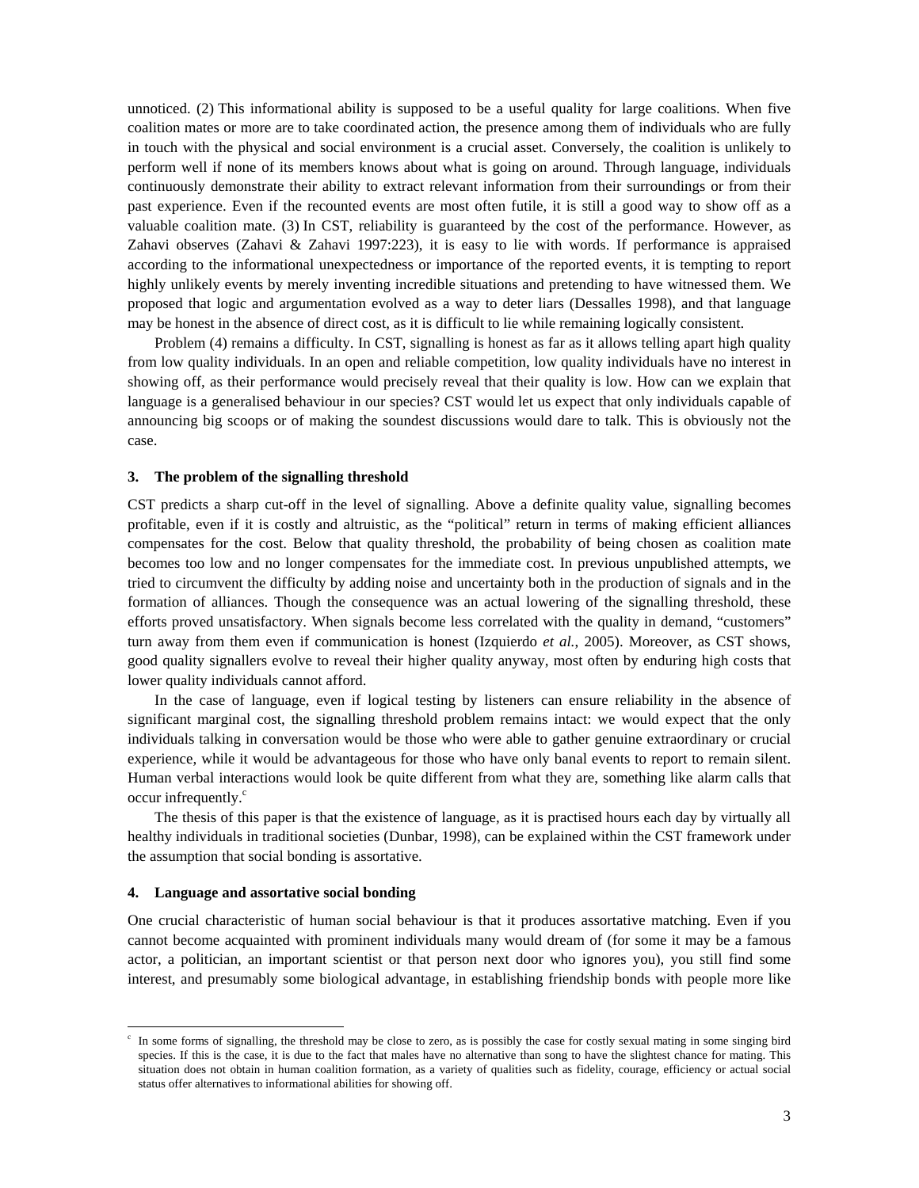unnoticed. (2) This informational ability is supposed to be a useful quality for large coalitions. When five coalition mates or more are to take coordinated action, the presence among them of individuals who are fully in touch with the physical and social environment is a crucial asset. Conversely, the coalition is unlikely to perform well if none of its members knows about what is going on around. Through language, individuals continuously demonstrate their ability to extract relevant information from their surroundings or from their past experience. Even if the recounted events are most often futile, it is still a good way to show off as a valuable coalition mate. (3) In CST, reliability is guaranteed by the cost of the performance. However, as Zahavi observes (Zahavi & Zahavi 1997:223), it is easy to lie with words. If performance is appraised according to the informational unexpectedness or importance of the reported events, it is tempting to report highly unlikely events by merely inventing incredible situations and pretending to have witnessed them. We proposed that logic and argumentation evolved as a way to deter liars (Dessalles 1998), and that language may be honest in the absence of direct cost, as it is difficult to lie while remaining logically consistent.

Problem (4) remains a difficulty. In CST, signalling is honest as far as it allows telling apart high quality from low quality individuals. In an open and reliable competition, low quality individuals have no interest in showing off, as their performance would precisely reveal that their quality is low. How can we explain that language is a generalised behaviour in our species? CST would let us expect that only individuals capable of announcing big scoops or of making the soundest discussions would dare to talk. This is obviously not the case.

## 3. The problem of the signalling threshold

CST predicts a sharp cut-off in the level of signalling. Above a definite quality value, signalling becomes profitable, even if it is costly and altruistic, as the "political" return in terms of making efficient alliances compensates for the cost. Below that quality threshold, the probability of being chosen as coalition mate becomes too low and no longer compensates for the immediate cost. In previous unpublished attempts, we tried to circumvent the difficulty by adding noise and uncertainty both in the production of signals and in the formation of alliances. Though the consequence was an actual lowering of the signalling threshold, these efforts proved unsatisfactory. When signals become less correlated with the quality in demand, "customers" turn away from them even if communication is honest (Izquierdo *et al.*, 2005). Moreover, as CST shows, good quality signallers evolve to reveal their higher quality anyway, most often by enduring high costs that lower quality individuals cannot afford.

In the case of language, even if logical testing by listeners can ensure reliability in the absence of significant marginal cost, the signalling threshold problem remains intact: we would expect that the only individuals talking in conversation would be those who were able to gather genuine extraordinary or crucial experience, while it would be advantageous for those who have only banal events to report to remain silent. Human verbal interactions would look be quite different from what they are, something like alarm calls that occur infrequently.[c]

The thesis of this paper is that the existence of language, as it is practised hours each day by virtually all healthy individuals in traditional societies (Dunbar, 1998), can be explained within the CST framework under the assumption that social bonding is assortative.

## 4. Language and assortative social bonding

One crucial characteristic of human social behaviour is that it produces assortative matching. Even if you cannot become acquainted with prominent individuals many would dream of (for some it may be a famous actor, a politician, an important scientist or that person next door who ignores you), you still find some interest, and presumably some biological advantage, in establishing friendship bonds with people more like

[c] In some forms of signalling, the threshold may be close to zero, as is possibly the case for costly sexual mating in some singing bird species. If this is the case, it is due to the fact that males have no alternative than song to have the slightest chance for mating. This situation does not obtain in human coalition formation, as a variety of qualities such as fidelity, courage, efficiency or actual social status offer alternatives to informational abilities for showing off.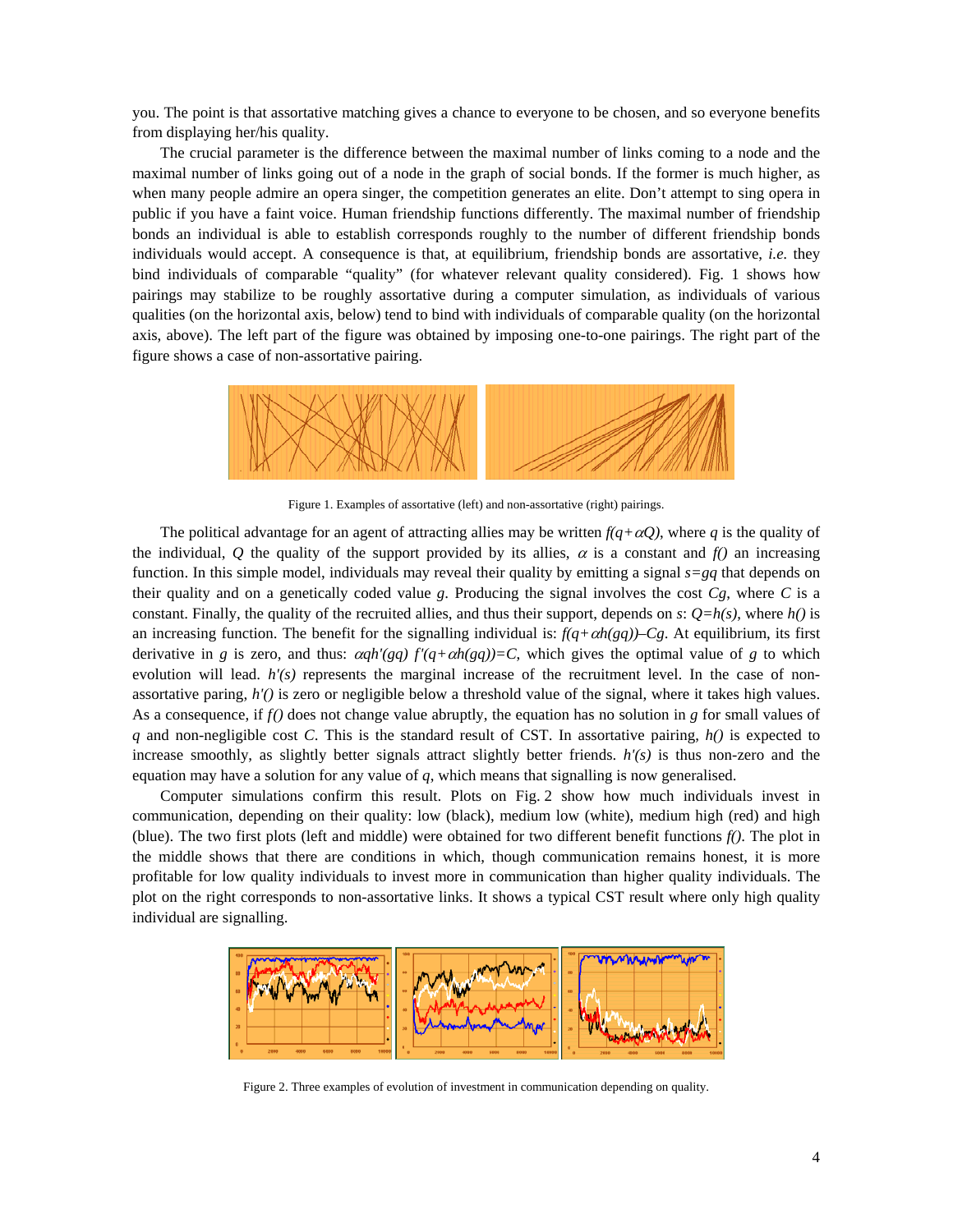you. The point is that assortative matching gives a chance to everyone to be chosen, and so everyone benefits from displaying her/his quality.

The crucial parameter is the difference between the maximal number of links coming to a node and the maximal number of links going out of a node in the graph of social bonds. If the former is much higher, as when many people admire an opera singer, the competition generates an elite. Don't attempt to sing opera in public if you have a faint voice. Human friendship functions differently. The maximal number of friendship bonds an individual is able to establish corresponds roughly to the number of different friendship bonds individuals would accept. A consequence is that, at equilibrium, friendship bonds are assortative, *i.e.* they bind individuals of comparable "quality" (for whatever relevant quality considered). Fig. 1 shows how pairings may stabilize to be roughly assortative during a computer simulation, as individuals of various qualities (on the horizontal axis, below) tend to bind with individuals of comparable quality (on the horizontal axis, above). The left part of the figure was obtained by imposing one-to-one pairings. The right part of the figure shows a case of non-assortative pairing.

Figure 1. Examples of assortative (left) and non-assortative (right) pairings.

The political advantage for an agent of attracting allies may be written $f(q+\alpha Q)$, where $q$ is the quality of the individual, $Q$ the quality of the support provided by its allies, $\alpha$ is a constant and $f()$ an increasing function. In this simple model, individuals may reveal their quality by emitting a signal $s=gq$ that depends on their quality and on a genetically coded value $g$. Producing the signal involves the cost $Cg$, where $C$ is a constant. Finally, the quality of the recruited allies, and thus their support, depends on $s$: $Q=h(s)$, where $h()$ is an increasing function. The benefit for the signalling individual is: $f(q+\alpha h(gq))–Cg$. At equilibrium, its first derivative in $g$ is zero, and thus: $\alpha qh'(gq)\ f'(q+\alpha h(gq))=C$, which gives the optimal value of $g$ to which evolution will lead. $h'(s)$ represents the marginal increase of the recruitment level. In the case of non-assortative paring, $h'()$ is zero or negligible below a threshold value of the signal, where it takes high values. As a consequence, if $f()$ does not change value abruptly, the equation has no solution in $g$ for small values of $q$ and non-negligible cost $C$. This is the standard result of CST. In assortative pairing, $h()$ is expected to increase smoothly, as slightly better signals attract slightly better friends. $h'(s)$ is thus non-zero and the equation may have a solution for any value of $q$, which means that signalling is now generalised.

Computer simulations confirm this result. Plots on Fig. 2 show how much individuals invest in communication, depending on their quality: low (black), medium low (white), medium high (red) and high (blue). The two first plots (left and middle) were obtained for two different benefit functions $f()$. The plot in the middle shows that there are conditions in which, though communication remains honest, it is more profitable for low quality individuals to invest more in communication than higher quality individuals. The plot on the right corresponds to non-assortative links. It shows a typical CST result where only high quality individual are signalling.

Figure 2. Three examples of evolution of investment in communication depending on quality.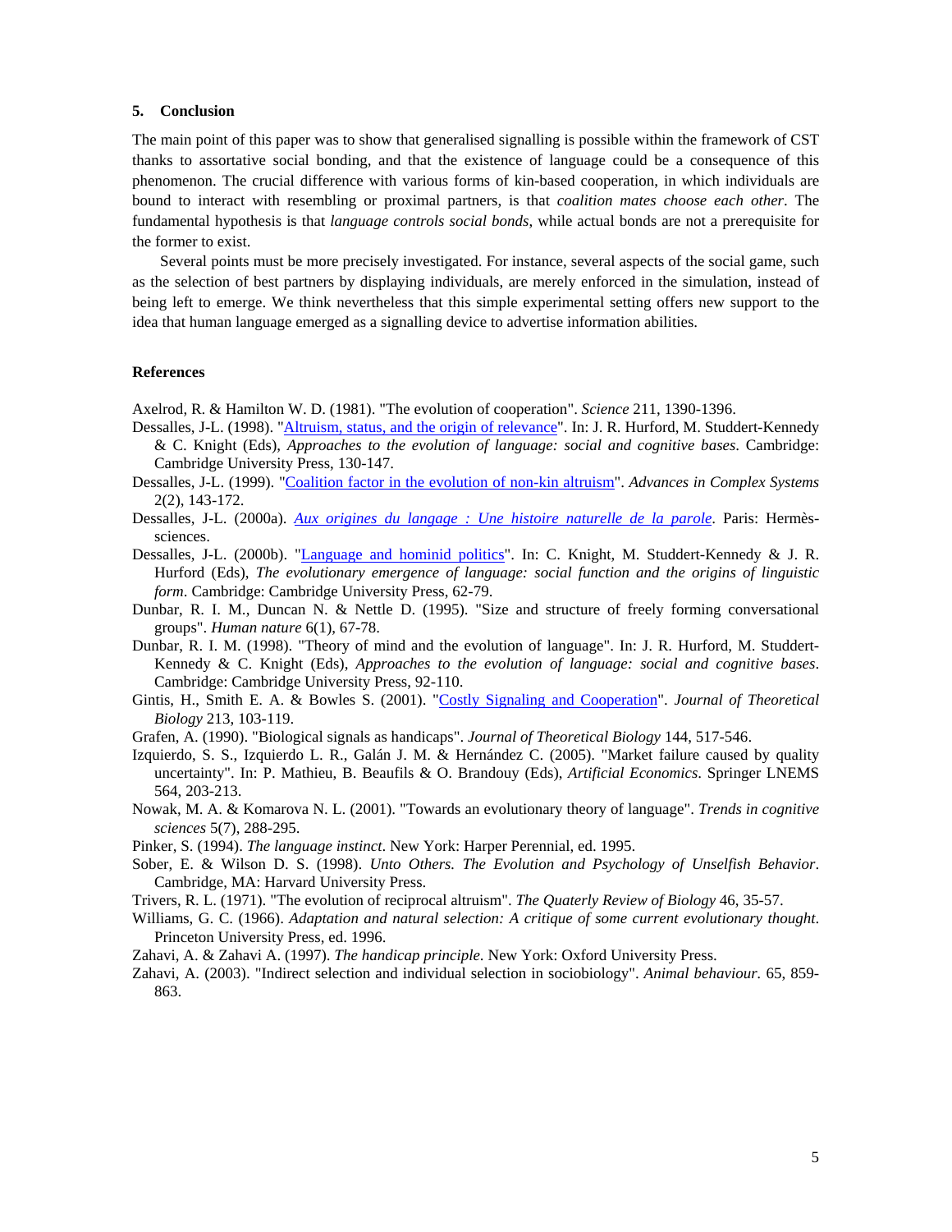## 5. Conclusion

The main point of this paper was to show that generalised signalling is possible within the framework of CST thanks to assortative social bonding, and that the existence of language could be a consequence of this phenomenon. The crucial difference with various forms of kin-based cooperation, in which individuals are bound to interact with resembling or proximal partners, is that *coalition mates choose each other*. The fundamental hypothesis is that *language controls social bonds*, while actual bonds are not a prerequisite for the former to exist.

Several points must be more precisely investigated. For instance, several aspects of the social game, such as the selection of best partners by displaying individuals, are merely enforced in the simulation, instead of being left to emerge. We think nevertheless that this simple experimental setting offers new support to the idea that human language emerged as a signalling device to advertise information abilities.

## References

Axelrod, R. & Hamilton W. D. (1981). "The evolution of cooperation". *Science* 211, 1390-1396.

Dessalles, J-L. (1998). "Altruism, status, and the origin of relevance". In: J. R. Hurford, M. Studdert-Kennedy & C. Knight (Eds), *Approaches to the evolution of language: social and cognitive bases*. Cambridge: Cambridge University Press, 130-147.

Dessalles, J-L. (1999). "Coalition factor in the evolution of non-kin altruism". *Advances in Complex Systems* 2(2), 143-172.

Dessalles, J-L. (2000a). *Aux origines du langage : Une histoire naturelle de la parole*. Paris: Hermès-sciences.

Dessalles, J-L. (2000b). "Language and hominid politics". In: C. Knight, M. Studdert-Kennedy & J. R. Hurford (Eds), *The evolutionary emergence of language: social function and the origins of linguistic form*. Cambridge: Cambridge University Press, 62-79.

Dunbar, R. I. M., Duncan N. & Nettle D. (1995). "Size and structure of freely forming conversational groups". *Human nature* 6(1), 67-78.

Dunbar, R. I. M. (1998). "Theory of mind and the evolution of language". In: J. R. Hurford, M. Studdert-Kennedy & C. Knight (Eds), *Approaches to the evolution of language: social and cognitive bases*. Cambridge: Cambridge University Press, 92-110.

Gintis, H., Smith E. A. & Bowles S. (2001). "Costly Signaling and Cooperation". *Journal of Theoretical Biology* 213, 103-119.

Grafen, A. (1990). "Biological signals as handicaps". *Journal of Theoretical Biology* 144, 517-546.

Izquierdo, S. S., Izquierdo L. R., Galán J. M. & Hernández C. (2005). "Market failure caused by quality uncertainty". In: P. Mathieu, B. Beaufils & O. Brandouy (Eds), *Artificial Economics*. Springer LNEMS 564, 203-213.

Nowak, M. A. & Komarova N. L. (2001). "Towards an evolutionary theory of language". *Trends in cognitive sciences* 5(7), 288-295.

Pinker, S. (1994). *The language instinct*. New York: Harper Perennial, ed. 1995.

Sober, E. & Wilson D. S. (1998). *Unto Others. The Evolution and Psychology of Unselfish Behavior*. Cambridge, MA: Harvard University Press.

Trivers, R. L. (1971). "The evolution of reciprocal altruism". *The Quaterly Review of Biology* 46, 35-57.

Williams, G. C. (1966). *Adaptation and natural selection: A critique of some current evolutionary thought*. Princeton University Press, ed. 1996.

Zahavi, A. & Zahavi A. (1997). *The handicap principle*. New York: Oxford University Press.

Zahavi, A. (2003). "Indirect selection and individual selection in sociobiology". *Animal behaviour*. 65, 859-863.